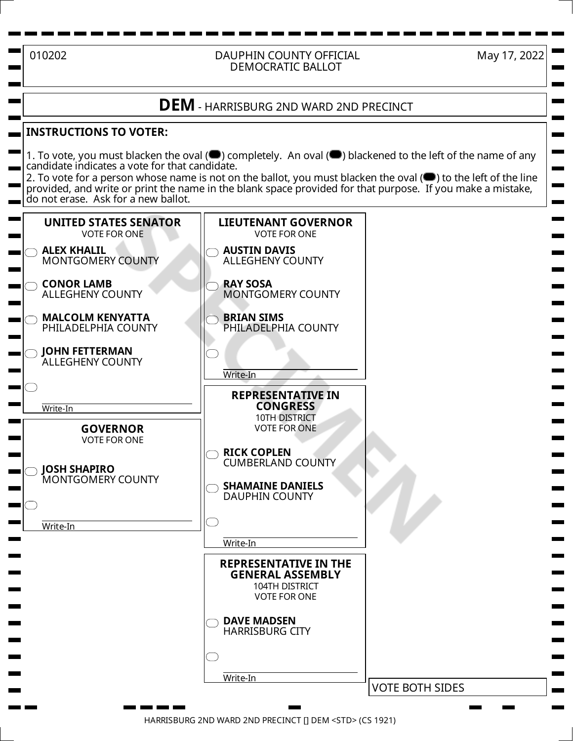010202

DAUPHIN COUNTY OFFICIAL
DEMOCRATIC BALLOT

May 17, 2022

# DEM - HARRISBURG 2ND WARD 2ND PRECINCT

**INSTRUCTIONS TO VOTER:**

1. To vote, you must blacken the oval (⬬) completely. An oval (⬬) blackened to the left of the name of any candidate indicates a vote for that candidate.
2. To vote for a person whose name is not on the ballot, you must blacken the oval (⬬) to the left of the line provided, and write or print the name in the blank space provided for that purpose. If you make a mistake, do not erase. Ask for a new ballot.

## UNITED STATES SENATOR
VOTE FOR ONE

- ⬭ **ALEX KHALIL** MONTGOMERY COUNTY
- ⬭ **CONOR LAMB** ALLEGHENY COUNTY
- ⬭ **MALCOLM KENYATTA** PHILADELPHIA COUNTY
- ⬭ **JOHN FETTERMAN** ALLEGHENY COUNTY
- ⬭ ________ Write-In

## GOVERNOR
VOTE FOR ONE

- ⬭ **JOSH SHAPIRO** MONTGOMERY COUNTY
- ⬭ ________ Write-In

## LIEUTENANT GOVERNOR
VOTE FOR ONE

- ⬭ **AUSTIN DAVIS** ALLEGHENY COUNTY
- ⬭ **RAY SOSA** MONTGOMERY COUNTY
- ⬭ **BRIAN SIMS** PHILADELPHIA COUNTY
- ⬭ ________ Write-In

## REPRESENTATIVE IN CONGRESS
10TH DISTRICT
VOTE FOR ONE

- ⬭ **RICK COPLEN** CUMBERLAND COUNTY
- ⬭ **SHAMAINE DANIELS** DAUPHIN COUNTY
- ⬭ ________ Write-In

## REPRESENTATIVE IN THE GENERAL ASSEMBLY
104TH DISTRICT
VOTE FOR ONE

- ⬭ **DAVE MADSEN** HARRISBURG CITY
- ⬭ ________ Write-In

VOTE BOTH SIDES

HARRISBURG 2ND WARD 2ND PRECINCT [] DEM <STD> (CS 1921)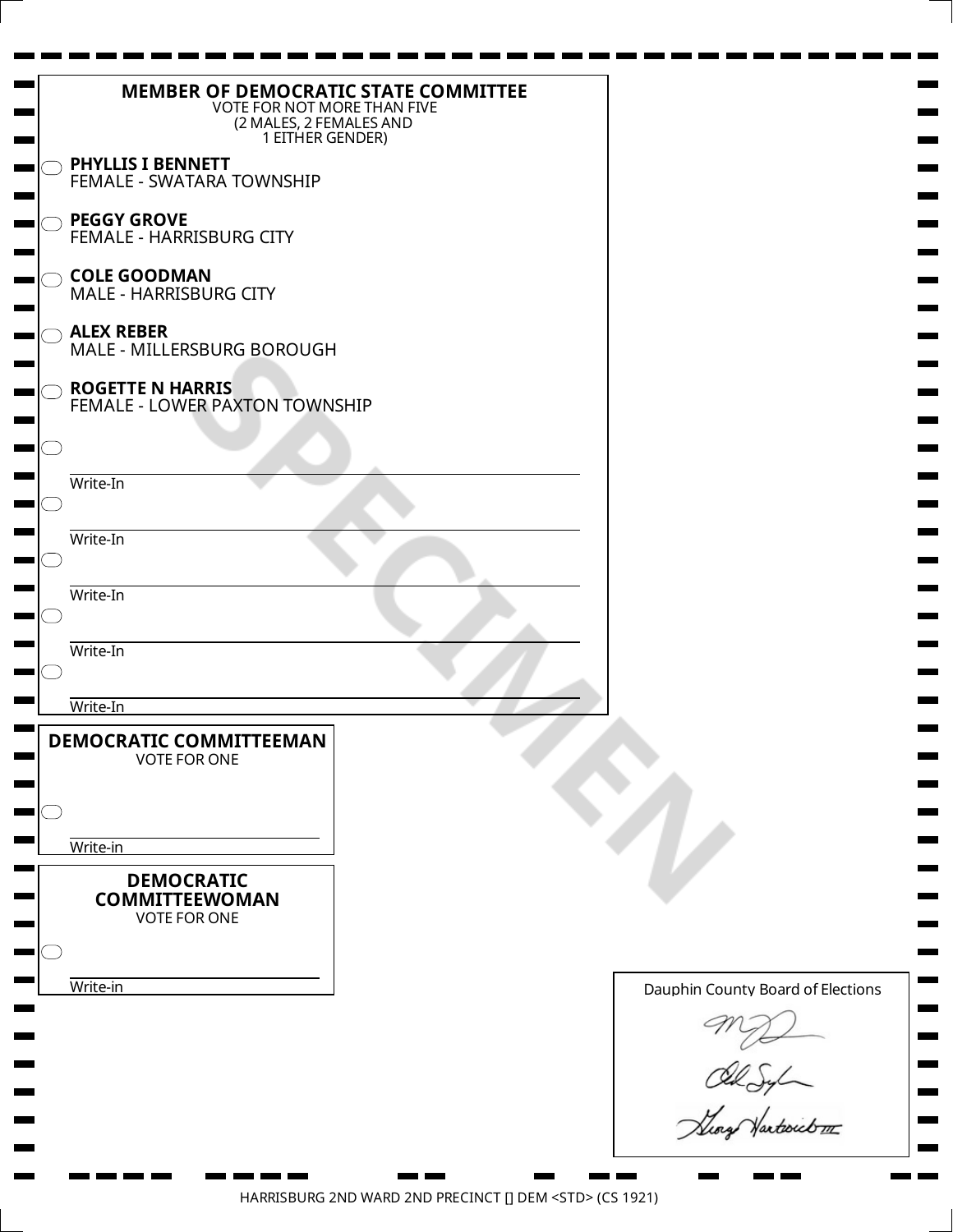## MEMBER OF DEMOCRATIC STATE COMMITTEE

VOTE FOR NOT MORE THAN FIVE
(2 MALES, 2 FEMALES AND
1 EITHER GENDER)

- **PHYLLIS I BENNETT**
  FEMALE - SWATARA TOWNSHIP
- **PEGGY GROVE**
  FEMALE - HARRISBURG CITY
- **COLE GOODMAN**
  MALE - HARRISBURG CITY
- **ALEX REBER**
  MALE - MILLERSBURG BOROUGH
- **ROGETTE N HARRIS**
  FEMALE - LOWER PAXTON TOWNSHIP
- Write-In
- Write-In
- Write-In
- Write-In
- Write-In

## DEMOCRATIC COMMITTEEMAN

VOTE FOR ONE

- Write-in

## DEMOCRATIC COMMITTEEWOMAN

VOTE FOR ONE

- Write-in

SPECIMEN

Dauphin County Board of Elections

HARRISBURG 2ND WARD 2ND PRECINCT [] DEM <STD> (CS 1921)